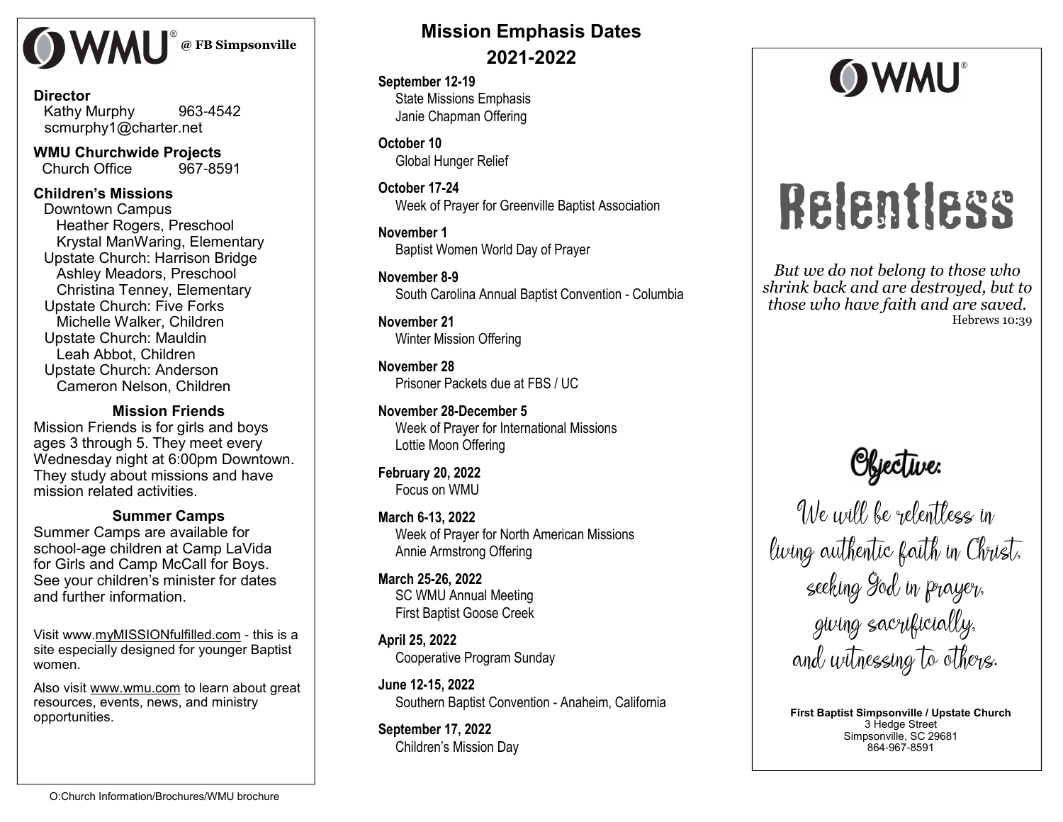# WMU® @ FB Simpsonville

**Director**
Kathy Murphy 963-4542
scmurphy1@charter.net

**WMU Churchwide Projects**
Church Office 967-8591

**Children's Missions**
Downtown Campus
Heather Rogers, Preschool
Krystal ManWaring, Elementary
Upstate Church: Harrison Bridge
Ashley Meadors, Preschool
Christina Tenney, Elementary
Upstate Church: Five Forks
Michelle Walker, Children
Upstate Church: Mauldin
Leah Abbot, Children
Upstate Church: Anderson
Cameron Nelson, Children

### Mission Friends

Mission Friends is for girls and boys ages 3 through 5. They meet every Wednesday night at 6:00pm Downtown. They study about missions and have mission related activities.

### Summer Camps

Summer Camps are available for school-age children at Camp LaVida for Girls and Camp McCall for Boys. See your children's minister for dates and further information.

Visit www.myMISSIONfulfilled.com - this is a site especially designed for younger Baptist women.

Also visit www.wmu.com to learn about great resources, events, news, and ministry opportunities.

O:Church Information/Brochures/WMU brochure

## Mission Emphasis Dates 2021-2022

**September 12-19**
State Missions Emphasis
Janie Chapman Offering

**October 10**
Global Hunger Relief

**October 17-24**
Week of Prayer for Greenville Baptist Association

**November 1**
Baptist Women World Day of Prayer

**November 8-9**
South Carolina Annual Baptist Convention - Columbia

**November 21**
Winter Mission Offering

**November 28**
Prisoner Packets due at FBS / UC

**November 28-December 5**
Week of Prayer for International Missions
Lottie Moon Offering

**February 20, 2022**
Focus on WMU

**March 6-13, 2022**
Week of Prayer for North American Missions
Annie Armstrong Offering

**March 25-26, 2022**
SC WMU Annual Meeting
First Baptist Goose Creek

**April 25, 2022**
Cooperative Program Sunday

**June 12-15, 2022**
Southern Baptist Convention - Anaheim, California

**September 17, 2022**
Children's Mission Day

# WMU®

# Relentless

*But we do not belong to those who shrink back and are destroyed, but to those who have faith and are saved.*
Hebrews 10:39

## Objective:

We will be relentless in living authentic faith in Christ, seeking God in prayer, giving sacrificially, and witnessing to others.

**First Baptist Simpsonville / Upstate Church**
3 Hedge Street
Simpsonville, SC 29681
864-967-8591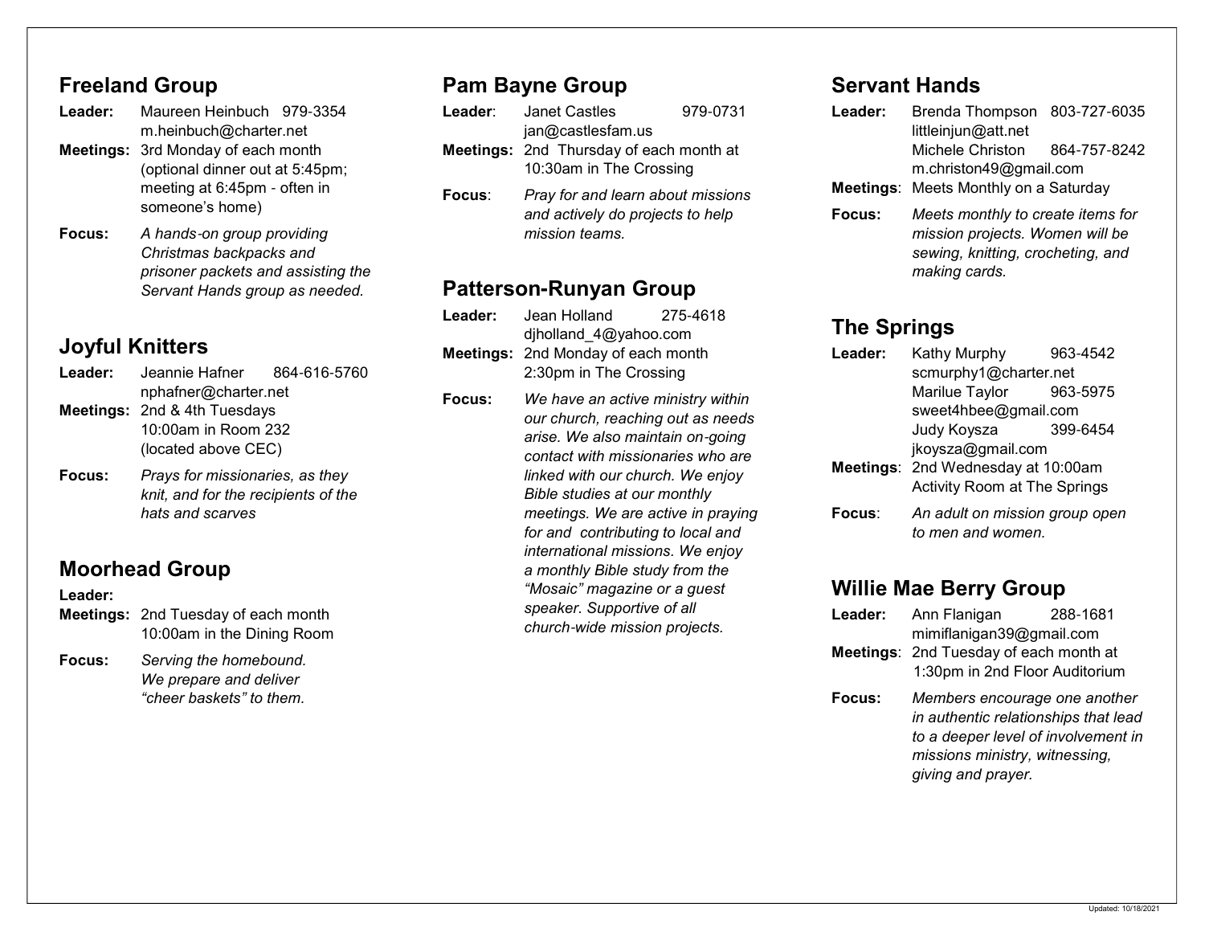## Freeland Group

**Leader:** Maureen Heinbuch 979-3354
m.heinbuch@charter.net

**Meetings:** 3rd Monday of each month (optional dinner out at 5:45pm; meeting at 6:45pm - often in someone's home)

**Focus:** *A hands-on group providing Christmas backpacks and prisoner packets and assisting the Servant Hands group as needed.*

## Joyful Knitters

**Leader:** Jeannie Hafner 864-616-5760
nphafner@charter.net

**Meetings:** 2nd & 4th Tuesdays
10:00am in Room 232
(located above CEC)

**Focus:** *Prays for missionaries, as they knit, and for the recipients of the hats and scarves*

## Moorhead Group

**Leader:**

**Meetings:** 2nd Tuesday of each month
10:00am in the Dining Room

**Focus:** *Serving the homebound. We prepare and deliver "cheer baskets" to them.*

## Pam Bayne Group

**Leader**: Janet Castles 979-0731
jan@castlesfam.us

**Meetings:** 2nd Thursday of each month at 10:30am in The Crossing

**Focus**: *Pray for and learn about missions and actively do projects to help mission teams.*

## Patterson-Runyan Group

**Leader:** Jean Holland 275-4618
djholland_4@yahoo.com

**Meetings:** 2nd Monday of each month
2:30pm in The Crossing

**Focus:** *We have an active ministry within our church, reaching out as needs arise. We also maintain on-going contact with missionaries who are linked with our church. We enjoy Bible studies at our monthly meetings. We are active in praying for and contributing to local and international missions. We enjoy a monthly Bible study from the "Mosaic" magazine or a guest speaker. Supportive of all church-wide mission projects.*

## Servant Hands

**Leader:** Brenda Thompson 803-727-6035
littleinjun@att.net
Michele Christon 864-757-8242
m.christon49@gmail.com

**Meetings**: Meets Monthly on a Saturday

**Focus:** *Meets monthly to create items for mission projects. Women will be sewing, knitting, crocheting, and making cards.*

## The Springs

**Leader:** Kathy Murphy 963-4542
scmurphy1@charter.net
Marilue Taylor 963-5975
sweet4hbee@gmail.com
Judy Koysza 399-6454
jkoysza@gmail.com

**Meetings**: 2nd Wednesday at 10:00am
Activity Room at The Springs

**Focus**: *An adult on mission group open to men and women.*

## Willie Mae Berry Group

**Leader:** Ann Flanigan 288-1681
mimiflanigan39@gmail.com

**Meetings**: 2nd Tuesday of each month at 1:30pm in 2nd Floor Auditorium

**Focus:** *Members encourage one another in authentic relationships that lead to a deeper level of involvement in missions ministry, witnessing, giving and prayer.*

Updated: 10/18/2021